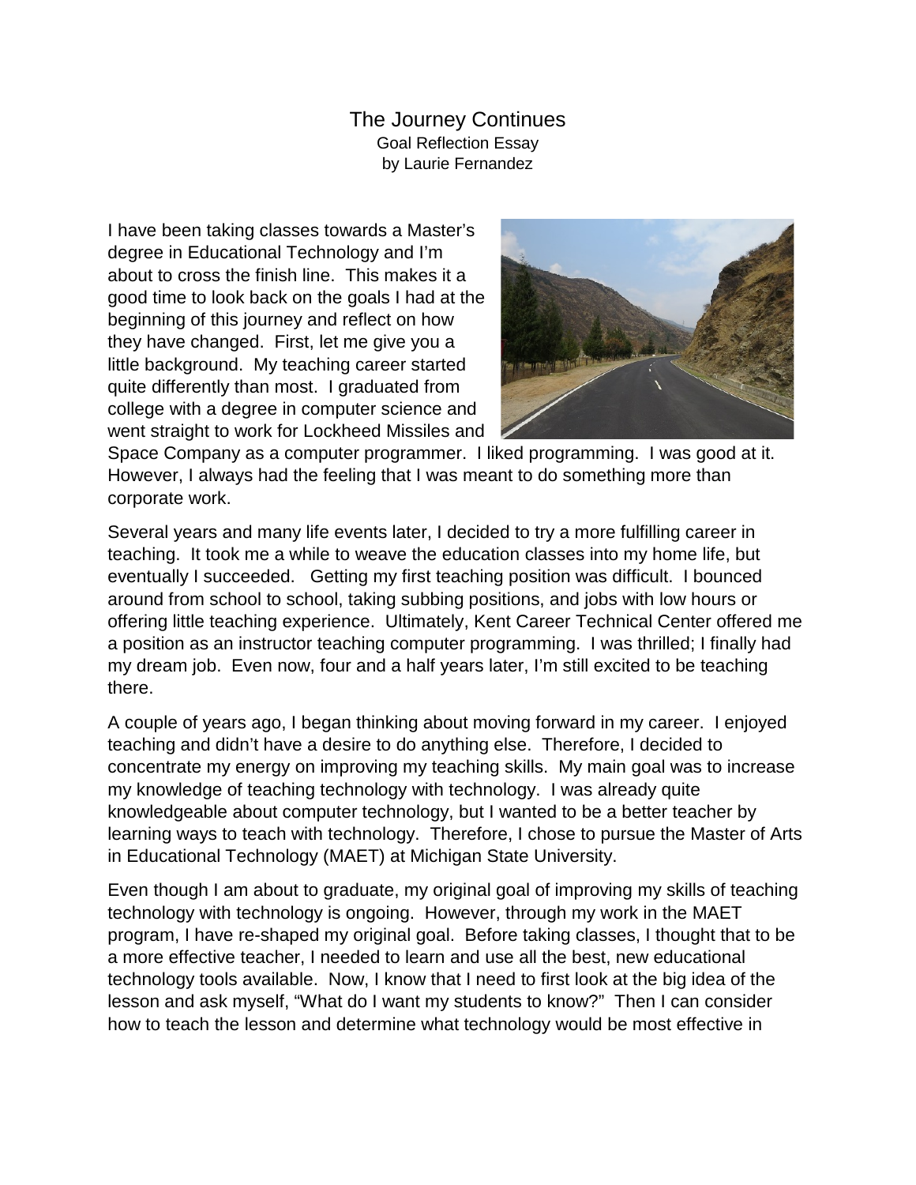# The Journey Continues

Goal Reflection Essay
by Laurie Fernandez

I have been taking classes towards a Master's degree in Educational Technology and I'm about to cross the finish line. This makes it a good time to look back on the goals I had at the beginning of this journey and reflect on how they have changed. First, let me give you a little background. My teaching career started quite differently than most. I graduated from college with a degree in computer science and went straight to work for Lockheed Missiles and Space Company as a computer programmer. I liked programming. I was good at it. However, I always had the feeling that I was meant to do something more than corporate work.

Several years and many life events later, I decided to try a more fulfilling career in teaching. It took me a while to weave the education classes into my home life, but eventually I succeeded. Getting my first teaching position was difficult. I bounced around from school to school, taking subbing positions, and jobs with low hours or offering little teaching experience. Ultimately, Kent Career Technical Center offered me a position as an instructor teaching computer programming. I was thrilled; I finally had my dream job. Even now, four and a half years later, I'm still excited to be teaching there.

A couple of years ago, I began thinking about moving forward in my career. I enjoyed teaching and didn't have a desire to do anything else. Therefore, I decided to concentrate my energy on improving my teaching skills. My main goal was to increase my knowledge of teaching technology with technology. I was already quite knowledgeable about computer technology, but I wanted to be a better teacher by learning ways to teach with technology. Therefore, I chose to pursue the Master of Arts in Educational Technology (MAET) at Michigan State University.

Even though I am about to graduate, my original goal of improving my skills of teaching technology with technology is ongoing. However, through my work in the MAET program, I have re-shaped my original goal. Before taking classes, I thought that to be a more effective teacher, I needed to learn and use all the best, new educational technology tools available. Now, I know that I need to first look at the big idea of the lesson and ask myself, "What do I want my students to know?" Then I can consider how to teach the lesson and determine what technology would be most effective in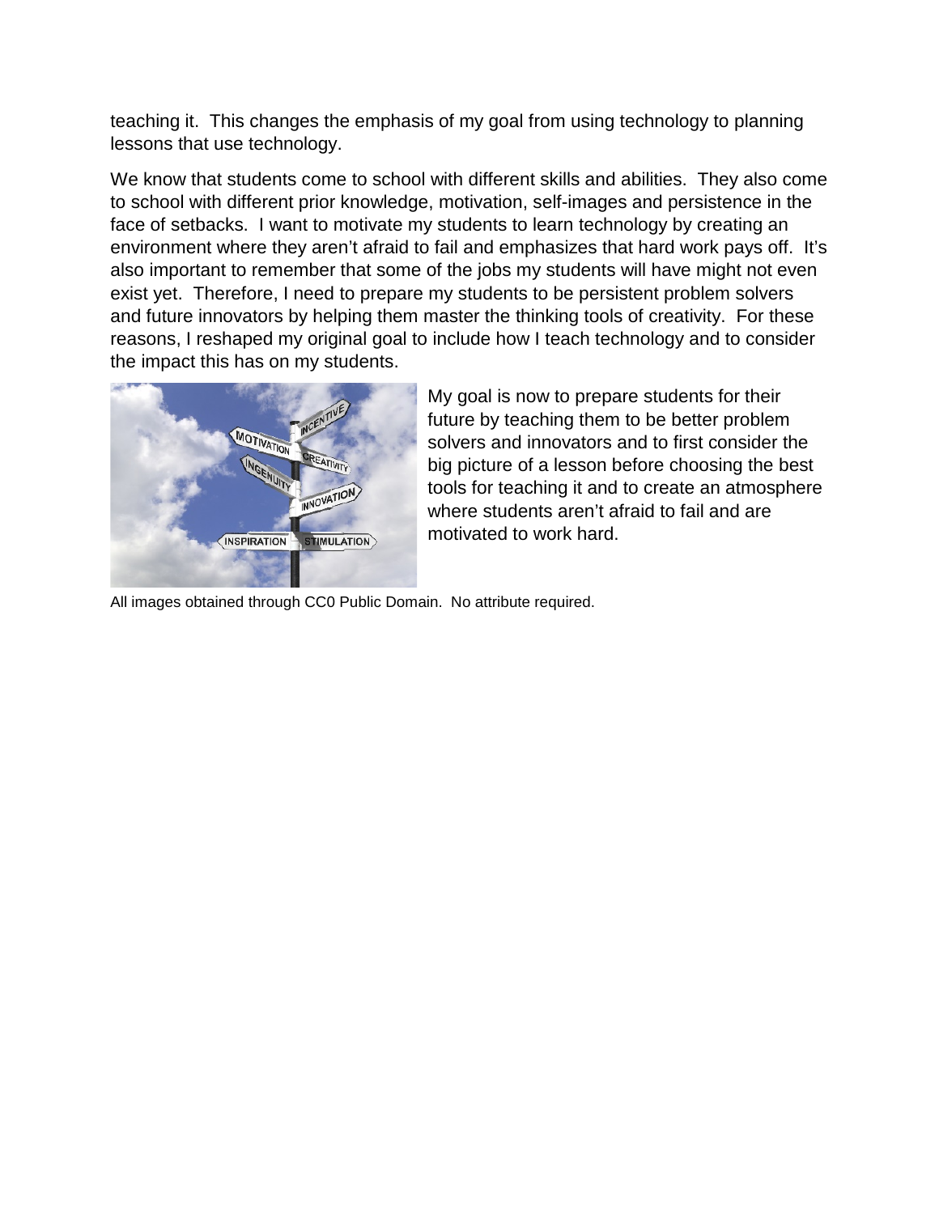teaching it. This changes the emphasis of my goal from using technology to planning lessons that use technology.

We know that students come to school with different skills and abilities. They also come to school with different prior knowledge, motivation, self-images and persistence in the face of setbacks. I want to motivate my students to learn technology by creating an environment where they aren't afraid to fail and emphasizes that hard work pays off. It's also important to remember that some of the jobs my students will have might not even exist yet. Therefore, I need to prepare my students to be persistent problem solvers and future innovators by helping them master the thinking tools of creativity. For these reasons, I reshaped my original goal to include how I teach technology and to consider the impact this has on my students.

My goal is now to prepare students for their future by teaching them to be better problem solvers and innovators and to first consider the big picture of a lesson before choosing the best tools for teaching it and to create an atmosphere where students aren't afraid to fail and are motivated to work hard.

All images obtained through CC0 Public Domain. No attribute required.